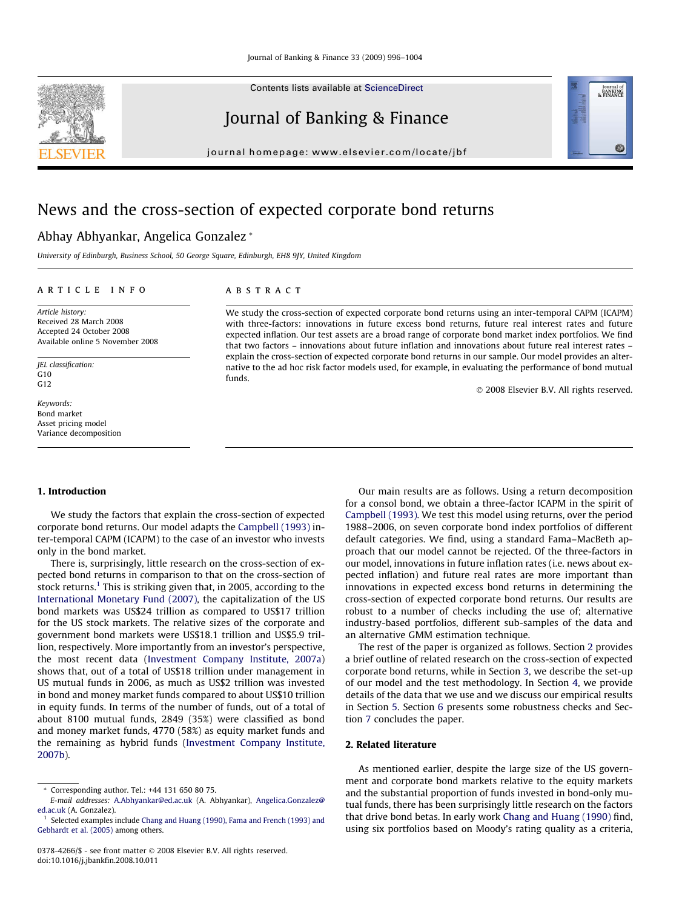# News and the cross-section of expected corporate bond returns

Abhay Abhyankar, Angelica Gonzalez *

*University of Edinburgh, Business School, 50 George Square, Edinburgh, EH8 9JY, United Kingdom*

---

**ARTICLE INFO**

*Article history:*
Received 28 March 2008
Accepted 24 October 2008
Available online 5 November 2008

*JEL classification:*
G10
G12

*Keywords:*
Bond market
Asset pricing model
Variance decomposition

**ABSTRACT**

We study the cross-section of expected corporate bond returns using an inter-temporal CAPM (ICAPM) with three-factors: innovations in future excess bond returns, future real interest rates and future expected inflation. Our test assets are a broad range of corporate bond market index portfolios. We find that two factors – innovations about future inflation and innovations about future real interest rates – explain the cross-section of expected corporate bond returns in our sample. Our model provides an alternative to the ad hoc risk factor models used, for example, in evaluating the performance of bond mutual funds.

© 2008 Elsevier B.V. All rights reserved.

---

## 1. Introduction

We study the factors that explain the cross-section of expected corporate bond returns. Our model adapts the Campbell (1993) inter-temporal CAPM (ICAPM) to the case of an investor who invests only in the bond market.

There is, surprisingly, little research on the cross-section of expected bond returns in comparison to that on the cross-section of stock returns.[1] This is striking given that, in 2005, according to the International Monetary Fund (2007), the capitalization of the US bond markets was US$24 trillion as compared to US$17 trillion for the US stock markets. The relative sizes of the corporate and government bond markets were US$18.1 trillion and US$5.9 trillion, respectively. More importantly from an investor's perspective, the most recent data (Investment Company Institute, 2007a) shows that, out of a total of US$18 trillion under management in US mutual funds in 2006, as much as US$2 trillion was invested in bond and money market funds compared to about US$10 trillion in equity funds. In terms of the number of funds, out of a total of about 8100 mutual funds, 2849 (35%) were classified as bond and money market funds, 4770 (58%) as equity market funds and the remaining as hybrid funds (Investment Company Institute, 2007b).

Our main results are as follows. Using a return decomposition for a consol bond, we obtain a three-factor ICAPM in the spirit of Campbell (1993). We test this model using returns, over the period 1988–2006, on seven corporate bond index portfolios of different default categories. We find, using a standard Fama–MacBeth approach that our model cannot be rejected. Of the three-factors in our model, innovations in future inflation rates (i.e. news about expected inflation) and future real rates are more important than innovations in expected excess bond returns in determining the cross-section of expected corporate bond returns. Our results are robust to a number of checks including the use of; alternative industry-based portfolios, different sub-samples of the data and an alternative GMM estimation technique.

The rest of the paper is organized as follows. Section 2 provides a brief outline of related research on the cross-section of expected corporate bond returns, while in Section 3, we describe the set-up of our model and the test methodology. In Section 4, we provide details of the data that we use and we discuss our empirical results in Section 5. Section 6 presents some robustness checks and Section 7 concludes the paper.

## 2. Related literature

As mentioned earlier, despite the large size of the US government and corporate bond markets relative to the equity markets and the substantial proportion of funds invested in bond-only mutual funds, there has been surprisingly little research on the factors that drive bond betas. In early work Chang and Huang (1990) find, using six portfolios based on Moody's rating quality as a criteria,

---

* Corresponding author. Tel.: +44 131 650 80 75.
*E-mail addresses:* A.Abhyankar@ed.ac.uk (A. Abhyankar), Angelica.Gonzalez@ed.ac.uk (A. Gonzalez).

[1] Selected examples include Chang and Huang (1990), Fama and French (1993) and Gebhardt et al. (2005) among others.

0378-4266/$ - see front matter © 2008 Elsevier B.V. All rights reserved.
doi:10.1016/j.jbankfin.2008.10.011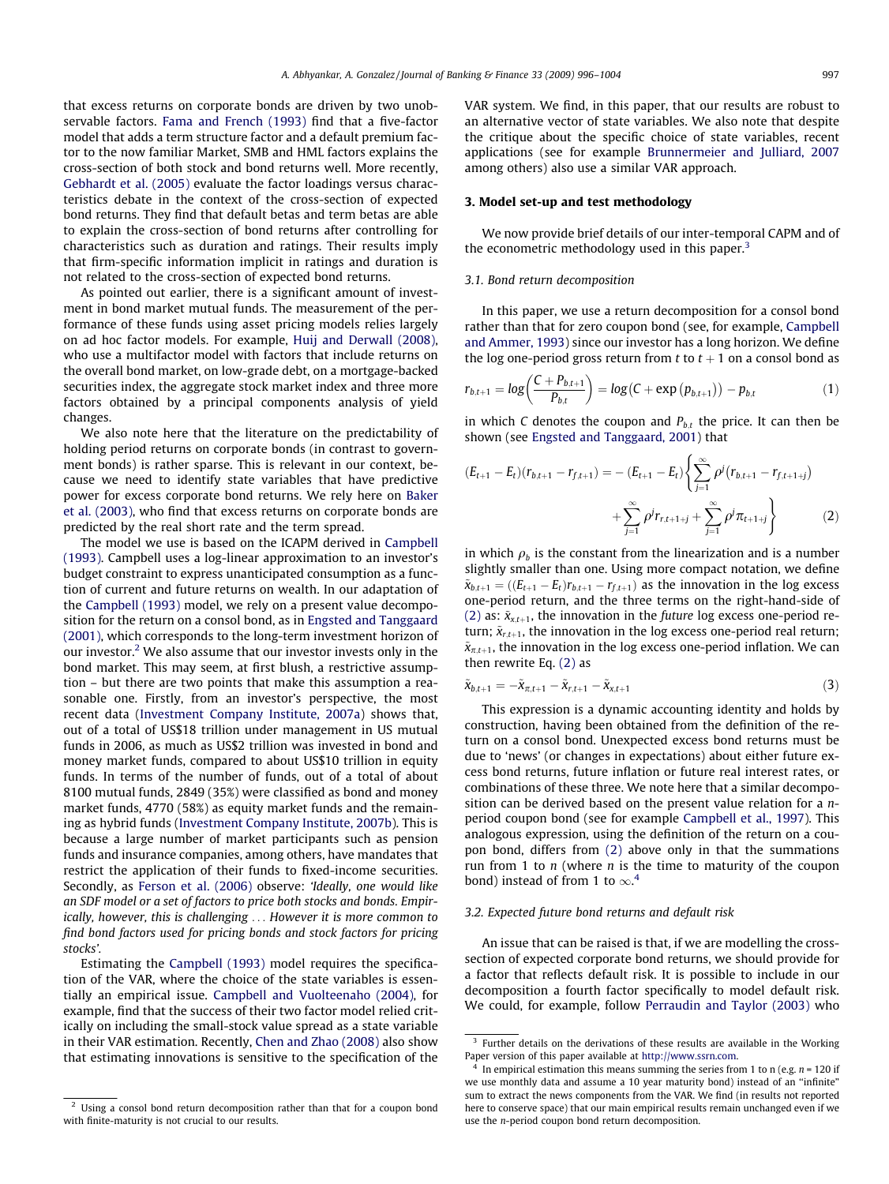that excess returns on corporate bonds are driven by two unobservable factors. Fama and French (1993) find that a five-factor model that adds a term structure factor and a default premium factor to the now familiar Market, SMB and HML factors explains the cross-section of both stock and bond returns well. More recently, Gebhardt et al. (2005) evaluate the factor loadings versus characteristics debate in the context of the cross-section of expected bond returns. They find that default betas and term betas are able to explain the cross-section of bond returns after controlling for characteristics such as duration and ratings. Their results imply that firm-specific information implicit in ratings and duration is not related to the cross-section of expected bond returns.

As pointed out earlier, there is a significant amount of investment in bond market mutual funds. The measurement of the performance of these funds using asset pricing models relies largely on ad hoc factor models. For example, Huij and Derwall (2008), who use a multifactor model with factors that include returns on the overall bond market, on low-grade debt, on a mortgage-backed securities index, the aggregate stock market index and three more factors obtained by a principal components analysis of yield changes.

We also note here that the literature on the predictability of holding period returns on corporate bonds (in contrast to government bonds) is rather sparse. This is relevant in our context, because we need to identify state variables that have predictive power for excess corporate bond returns. We rely here on Baker et al. (2003), who find that excess returns on corporate bonds are predicted by the real short rate and the term spread.

The model we use is based on the ICAPM derived in Campbell (1993). Campbell uses a log-linear approximation to an investor's budget constraint to express unanticipated consumption as a function of current and future returns on wealth. In our adaptation of the Campbell (1993) model, we rely on a present value decomposition for the return on a consol bond, as in Engsted and Tanggaard (2001), which corresponds to the long-term investment horizon of our investor.[2] We also assume that our investor invests only in the bond market. This may seem, at first blush, a restrictive assumption – but there are two points that make this assumption a reasonable one. Firstly, from an investor's perspective, the most recent data (Investment Company Institute, 2007a) shows that, out of a total of US$18 trillion under management in US mutual funds in 2006, as much as US$2 trillion was invested in bond and money market funds, compared to about US$10 trillion in equity funds. In terms of the number of funds, out of a total of about 8100 mutual funds, 2849 (35%) were classified as bond and money market funds, 4770 (58%) as equity market funds and the remaining as hybrid funds (Investment Company Institute, 2007b). This is because a large number of market participants such as pension funds and insurance companies, among others, have mandates that restrict the application of their funds to fixed-income securities. Secondly, as Ferson et al. (2006) observe: *'Ideally, one would like an SDF model or a set of factors to price both stocks and bonds. Empirically, however, this is challenging ... However it is more common to find bond factors used for pricing bonds and stock factors for pricing stocks'.*

Estimating the Campbell (1993) model requires the specification of the VAR, where the choice of the state variables is essentially an empirical issue. Campbell and Vuolteenaho (2004), for example, find that the success of their two factor model relied critically on including the small-stock value spread as a state variable in their VAR estimation. Recently, Chen and Zhao (2008) also show that estimating innovations is sensitive to the specification of the VAR system. We find, in this paper, that our results are robust to an alternative vector of state variables. We also note that despite the critique about the specific choice of state variables, recent applications (see for example Brunnermeier and Julliard, 2007 among others) also use a similar VAR approach.

## 3. Model set-up and test methodology

We now provide brief details of our inter-temporal CAPM and of the econometric methodology used in this paper.[3]

### 3.1. Bond return decomposition

In this paper, we use a return decomposition for a consol bond rather than that for zero coupon bond (see, for example, Campbell and Ammer, 1993) since our investor has a long horizon. We define the log one-period gross return from $t$ to $t+1$ on a consol bond as

$$r_{b,t+1} = log\left(\frac{C + P_{b,t+1}}{P_{b,t}}\right) = log(C + \exp(p_{b,t+1})) - p_{b,t} \tag{1}$$

in which $C$ denotes the coupon and $P_{b,t}$ the price. It can then be shown (see Engsted and Tanggaard, 2001) that

$$(E_{t+1} - E_t)(r_{b,t+1} - r_{f,t+1}) = -(E_{t+1} - E_t)\left\{\sum_{j=1}^{\infty}\rho^j(r_{b,t+1} - r_{f,t+1+j}) + \sum_{j=1}^{\infty}\rho^j r_{r,t+1+j} + \sum_{j=1}^{\infty}\rho^j \pi_{t+1+j}\right\} \tag{2}$$

in which $\rho_b$ is the constant from the linearization and is a number slightly smaller than one. Using more compact notation, we define $\tilde{x}_{b,t+1} = ((E_{t+1} - E_t)r_{b,t+1} - r_{f,t+1})$ as the innovation in the log excess one-period return, and the three terms on the right-hand-side of (2) as: $\tilde{x}_{x,t+1}$, the innovation in the *future* log excess one-period return; $\tilde{x}_{r,t+1}$, the innovation in the log excess one-period real return; $\tilde{x}_{\pi,t+1}$, the innovation in the log excess one-period inflation. We can then rewrite Eq. (2) as

$$\tilde{x}_{b,t+1} = -\tilde{x}_{\pi,t+1} - \tilde{x}_{r,t+1} - \tilde{x}_{x,t+1} \tag{3}$$

This expression is a dynamic accounting identity and holds by construction, having been obtained from the definition of the return on a consol bond. Unexpected excess bond returns must be due to 'news' (or changes in expectations) about either future excess bond returns, future inflation or future real interest rates, or combinations of these three. We note here that a similar decomposition can be derived based on the present value relation for a $n$-period coupon bond (see for example Campbell et al., 1997). This analogous expression, using the definition of the return on a coupon bond, differs from (2) above only in that the summations run from 1 to $n$ (where $n$ is the time to maturity of the coupon bond) instead of from 1 to $\infty$.[4]

### 3.2. Expected future bond returns and default risk

An issue that can be raised is that, if we are modelling the cross-section of expected corporate bond returns, we should provide for a factor that reflects default risk. It is possible to include in our decomposition a fourth factor specifically to model default risk. We could, for example, follow Perraudin and Taylor (2003) who

---

[2] Using a consol bond return decomposition rather than that for a coupon bond with finite-maturity is not crucial to our results.

[3] Further details on the derivations of these results are available in the Working Paper version of this paper available at http://www.ssrn.com.

[4] In empirical estimation this means summing the series from 1 to n (e.g. $n = 120$ if we use monthly data and assume a 10 year maturity bond) instead of an "infinite" sum to extract the news components from the VAR. We find (in results not reported here to conserve space) that our main empirical results remain unchanged even if we use the $n$-period coupon bond return decomposition.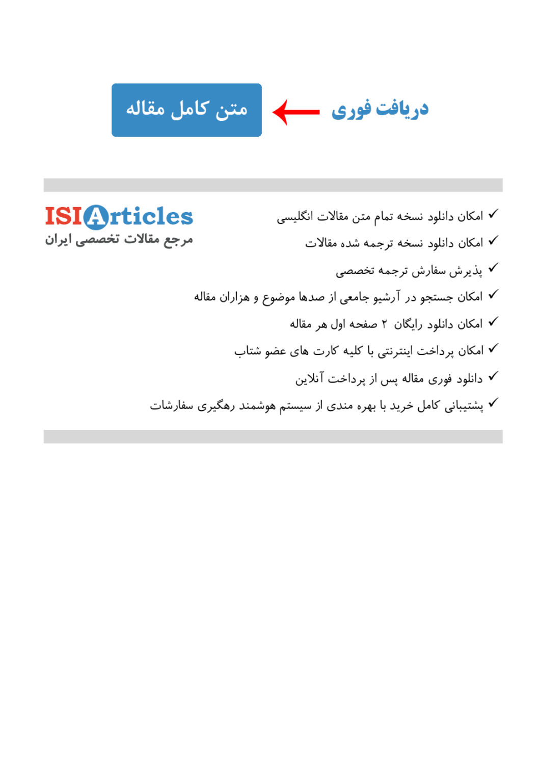دریافت فوری ← **متن کامل مقاله**

**ISIArticles**
مرجع مقالات تخصصی ایران

- ✓ امکان دانلود نسخه تمام متن مقالات انگلیسی
- ✓ امکان دانلود نسخه ترجمه شده مقالات
- ✓ پذیرش سفارش ترجمه تخصصی
- ✓ امکان جستجو در آرشیو جامعی از صدها موضوع و هزاران مقاله
- ✓ امکان دانلود رایگان ۲ صفحه اول هر مقاله
- ✓ امکان پرداخت اینترنتی با کلیه کارت های عضو شتاب
- ✓ دانلود فوری مقاله پس از پرداخت آنلاین
- ✓ پشتیبانی کامل خرید با بهره مندی از سیستم هوشمند رهگیری سفارشات